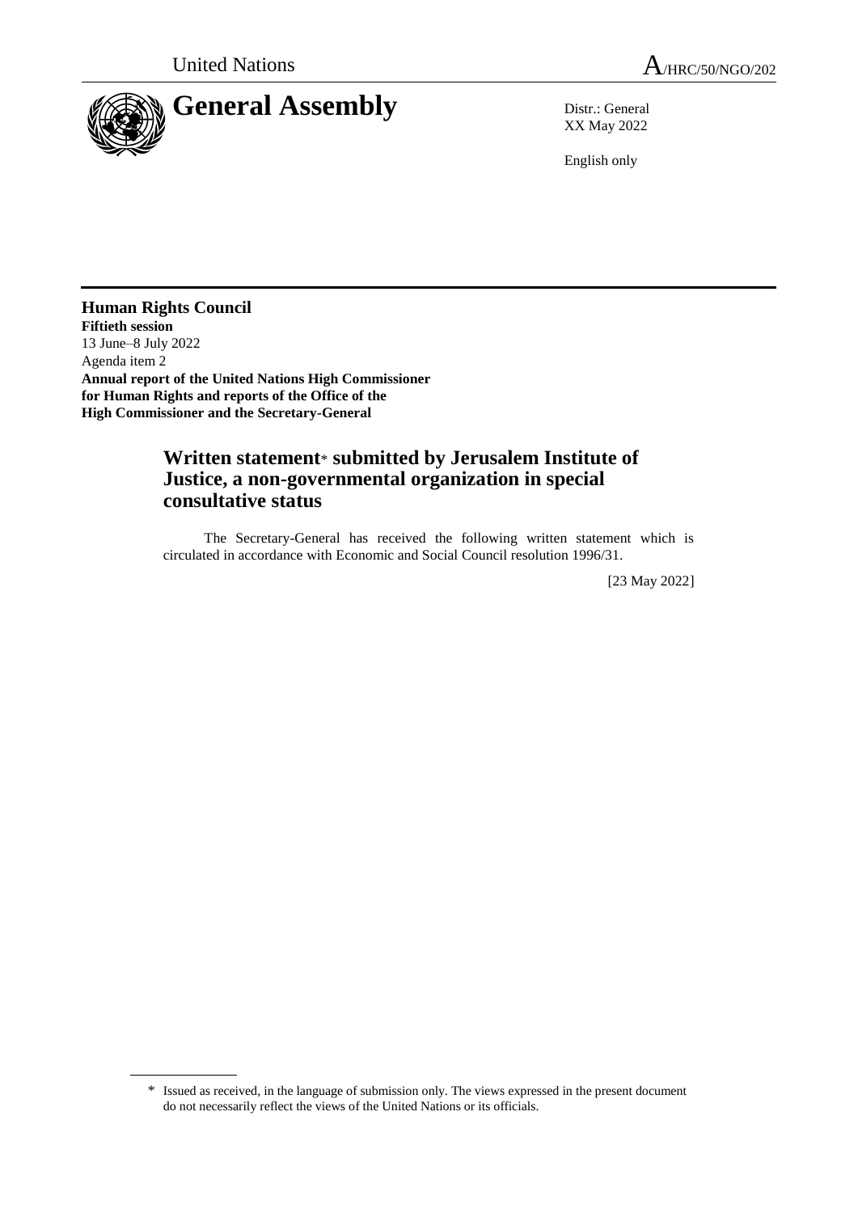United Nations | A/HRC/50/NGO/202

# General Assembly

Distr.: General
XX May 2022

English only

**Human Rights Council**
**Fiftieth session**
13 June–8 July 2022
Agenda item 2
**Annual report of the United Nations High Commissioner for Human Rights and reports of the Office of the High Commissioner and the Secretary-General**

## Written statement* submitted by Jerusalem Institute of Justice, a non-governmental organization in special consultative status

The Secretary-General has received the following written statement which is circulated in accordance with Economic and Social Council resolution 1996/31.

[23 May 2022]

\* Issued as received, in the language of submission only. The views expressed in the present document do not necessarily reflect the views of the United Nations or its officials.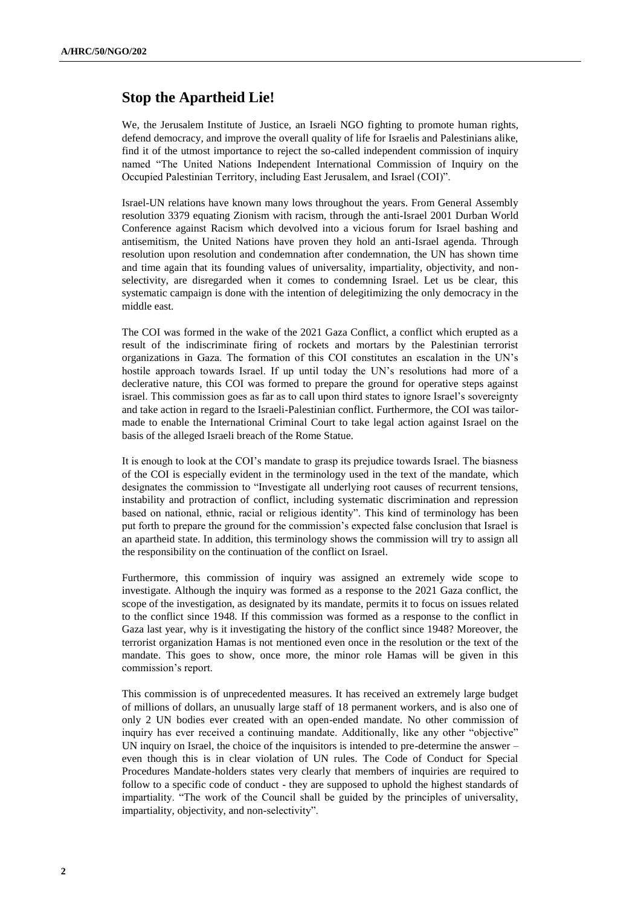## Stop the Apartheid Lie!

We, the Jerusalem Institute of Justice, an Israeli NGO fighting to promote human rights, defend democracy, and improve the overall quality of life for Israelis and Palestinians alike, find it of the utmost importance to reject the so-called independent commission of inquiry named "The United Nations Independent International Commission of Inquiry on the Occupied Palestinian Territory, including East Jerusalem, and Israel (COI)".

Israel-UN relations have known many lows throughout the years. From General Assembly resolution 3379 equating Zionism with racism, through the anti-Israel 2001 Durban World Conference against Racism which devolved into a vicious forum for Israel bashing and antisemitism, the United Nations have proven they hold an anti-Israel agenda. Through resolution upon resolution and condemnation after condemnation, the UN has shown time and time again that its founding values of universality, impartiality, objectivity, and non-selectivity, are disregarded when it comes to condemning Israel. Let us be clear, this systematic campaign is done with the intention of delegitimizing the only democracy in the middle east.

The COI was formed in the wake of the 2021 Gaza Conflict, a conflict which erupted as a result of the indiscriminate firing of rockets and mortars by the Palestinian terrorist organizations in Gaza. The formation of this COI constitutes an escalation in the UN's hostile approach towards Israel. If up until today the UN's resolutions had more of a declerative nature, this COI was formed to prepare the ground for operative steps against israel. This commission goes as far as to call upon third states to ignore Israel's sovereignty and take action in regard to the Israeli-Palestinian conflict. Furthermore, the COI was tailor-made to enable the International Criminal Court to take legal action against Israel on the basis of the alleged Israeli breach of the Rome Statue.

It is enough to look at the COI's mandate to grasp its prejudice towards Israel. The biasness of the COI is especially evident in the terminology used in the text of the mandate, which designates the commission to "Investigate all underlying root causes of recurrent tensions, instability and protraction of conflict, including systematic discrimination and repression based on national, ethnic, racial or religious identity". This kind of terminology has been put forth to prepare the ground for the commission's expected false conclusion that Israel is an apartheid state. In addition, this terminology shows the commission will try to assign all the responsibility on the continuation of the conflict on Israel.

Furthermore, this commission of inquiry was assigned an extremely wide scope to investigate. Although the inquiry was formed as a response to the 2021 Gaza conflict, the scope of the investigation, as designated by its mandate, permits it to focus on issues related to the conflict since 1948. If this commission was formed as a response to the conflict in Gaza last year, why is it investigating the history of the conflict since 1948? Moreover, the terrorist organization Hamas is not mentioned even once in the resolution or the text of the mandate. This goes to show, once more, the minor role Hamas will be given in this commission's report.

This commission is of unprecedented measures. It has received an extremely large budget of millions of dollars, an unusually large staff of 18 permanent workers, and is also one of only 2 UN bodies ever created with an open-ended mandate. No other commission of inquiry has ever received a continuing mandate. Additionally, like any other "objective" UN inquiry on Israel, the choice of the inquisitors is intended to pre-determine the answer – even though this is in clear violation of UN rules. The Code of Conduct for Special Procedures Mandate-holders states very clearly that members of inquiries are required to follow to a specific code of conduct - they are supposed to uphold the highest standards of impartiality. "The work of the Council shall be guided by the principles of universality, impartiality, objectivity, and non-selectivity".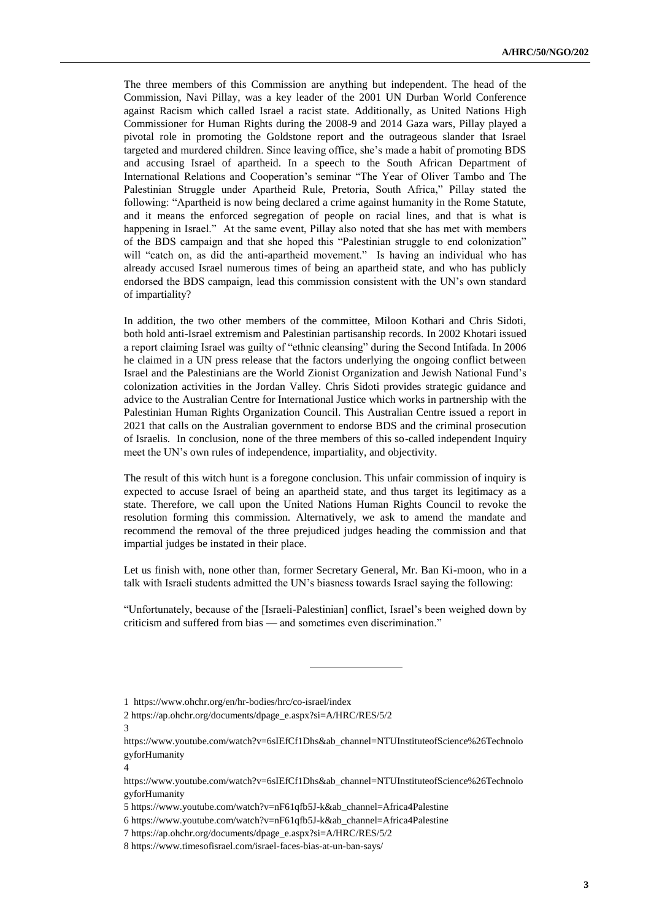The three members of this Commission are anything but independent. The head of the Commission, Navi Pillay, was a key leader of the 2001 UN Durban World Conference against Racism which called Israel a racist state. Additionally, as United Nations High Commissioner for Human Rights during the 2008-9 and 2014 Gaza wars, Pillay played a pivotal role in promoting the Goldstone report and the outrageous slander that Israel targeted and murdered children. Since leaving office, she's made a habit of promoting BDS and accusing Israel of apartheid. In a speech to the South African Department of International Relations and Cooperation's seminar "The Year of Oliver Tambo and The Palestinian Struggle under Apartheid Rule, Pretoria, South Africa," Pillay stated the following: "Apartheid is now being declared a crime against humanity in the Rome Statute, and it means the enforced segregation of people on racial lines, and that is what is happening in Israel." At the same event, Pillay also noted that she has met with members of the BDS campaign and that she hoped this "Palestinian struggle to end colonization" will "catch on, as did the anti-apartheid movement." Is having an individual who has already accused Israel numerous times of being an apartheid state, and who has publicly endorsed the BDS campaign, lead this commission consistent with the UN's own standard of impartiality?

In addition, the two other members of the committee, Miloon Kothari and Chris Sidoti, both hold anti-Israel extremism and Palestinian partisanship records. In 2002 Khotari issued a report claiming Israel was guilty of "ethnic cleansing" during the Second Intifada. In 2006 he claimed in a UN press release that the factors underlying the ongoing conflict between Israel and the Palestinians are the World Zionist Organization and Jewish National Fund's colonization activities in the Jordan Valley. Chris Sidoti provides strategic guidance and advice to the Australian Centre for International Justice which works in partnership with the Palestinian Human Rights Organization Council. This Australian Centre issued a report in 2021 that calls on the Australian government to endorse BDS and the criminal prosecution of Israelis. In conclusion, none of the three members of this so-called independent Inquiry meet the UN's own rules of independence, impartiality, and objectivity.

The result of this witch hunt is a foregone conclusion. This unfair commission of inquiry is expected to accuse Israel of being an apartheid state, and thus target its legitimacy as a state. Therefore, we call upon the United Nations Human Rights Council to revoke the resolution forming this commission. Alternatively, we ask to amend the mandate and recommend the removal of the three prejudiced judges heading the commission and that impartial judges be instated in their place.

Let us finish with, none other than, former Secretary General, Mr. Ban Ki-moon, who in a talk with Israeli students admitted the UN's biasness towards Israel saying the following:

"Unfortunately, because of the [Israeli-Palestinian] conflict, Israel's been weighed down by criticism and suffered from bias — and sometimes even discrimination."

---

1 https://www.ohchr.org/en/hr-bodies/hrc/co-israel/index

2 https://ap.ohchr.org/documents/dpage_e.aspx?si=A/HRC/RES/5/2

3 https://www.youtube.com/watch?v=6sIEfCf1Dhs&ab_channel=NTUInstituteofScience%26TechnologyforHumanity

4 https://www.youtube.com/watch?v=6sIEfCf1Dhs&ab_channel=NTUInstituteofScience%26TechnologyforHumanity

5 https://www.youtube.com/watch?v=nF61qfb5J-k&ab_channel=Africa4Palestine

6 https://www.youtube.com/watch?v=nF61qfb5J-k&ab_channel=Africa4Palestine

7 https://ap.ohchr.org/documents/dpage_e.aspx?si=A/HRC/RES/5/2

8 https://www.timesofisrael.com/israel-faces-bias-at-un-ban-says/